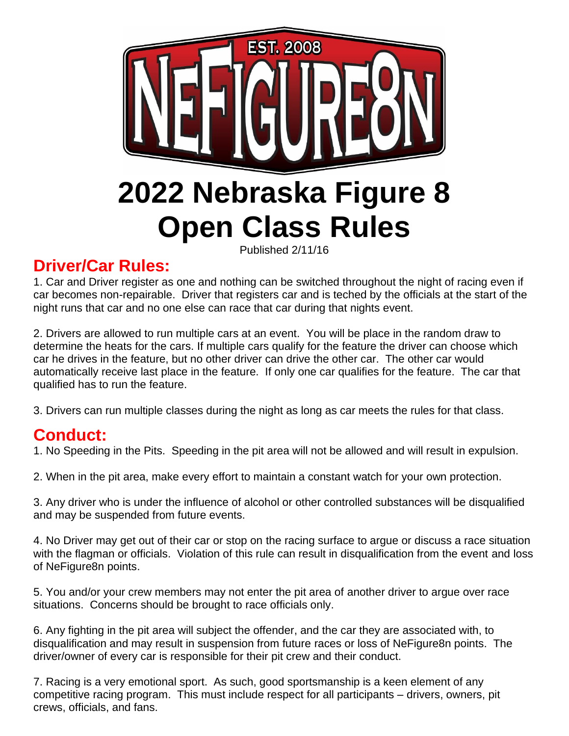# 2022 Nebraska Figure 8 Open Class Rules

Published 2/11/16

## Driver/Car Rules:

1. Car and Driver register as one and nothing can be switched throughout the night of racing even if car becomes non-repairable. Driver that registers car and is teched by the officials at the start of the night runs that car and no one else can race that car during that nights event.

2. Drivers are allowed to run multiple cars at an event. You will be place in the random draw to determine the heats for the cars. If multiple cars qualify for the feature the driver can choose which car he drives in the feature, but no other driver can drive the other car. The other car would automatically receive last place in the feature. If only one car qualifies for the feature. The car that qualified has to run the feature.

3. Drivers can run multiple classes during the night as long as car meets the rules for that class.

## Conduct:

1. No Speeding in the Pits. Speeding in the pit area will not be allowed and will result in expulsion.

2. When in the pit area, make every effort to maintain a constant watch for your own protection.

3. Any driver who is under the influence of alcohol or other controlled substances will be disqualified and may be suspended from future events.

4. No Driver may get out of their car or stop on the racing surface to argue or discuss a race situation with the flagman or officials. Violation of this rule can result in disqualification from the event and loss of NeFigure8n points.

5. You and/or your crew members may not enter the pit area of another driver to argue over race situations. Concerns should be brought to race officials only.

6. Any fighting in the pit area will subject the offender, and the car they are associated with, to disqualification and may result in suspension from future races or loss of NeFigure8n points. The driver/owner of every car is responsible for their pit crew and their conduct.

7. Racing is a very emotional sport. As such, good sportsmanship is a keen element of any competitive racing program. This must include respect for all participants – drivers, owners, pit crews, officials, and fans.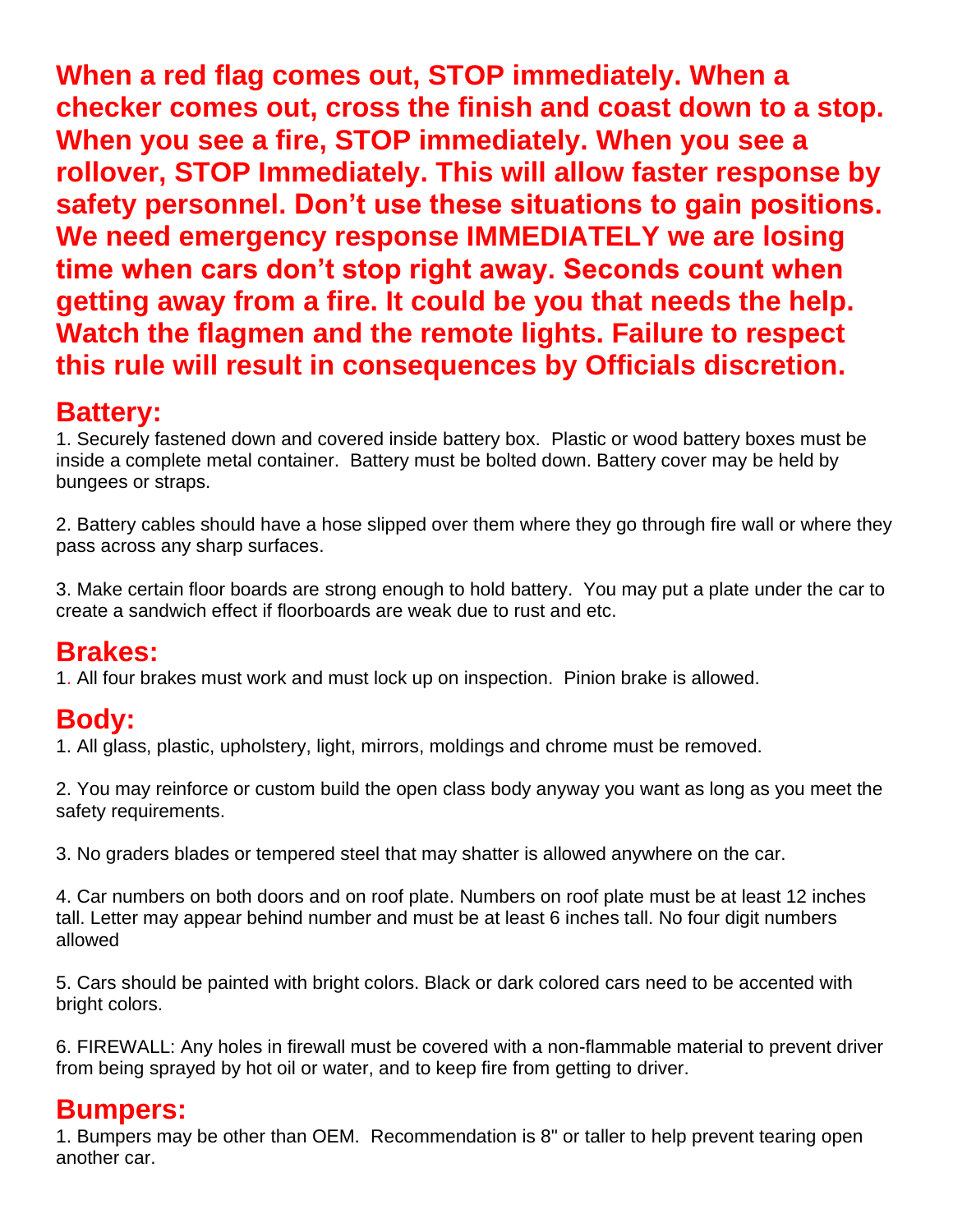**When a red flag comes out, STOP immediately. When a checker comes out, cross the finish and coast down to a stop. When you see a fire, STOP immediately. When you see a rollover, STOP Immediately. This will allow faster response by safety personnel. Don't use these situations to gain positions. We need emergency response IMMEDIATELY we are losing time when cars don't stop right away. Seconds count when getting away from a fire. It could be you that needs the help. Watch the flagmen and the remote lights. Failure to respect this rule will result in consequences by Officials discretion.**

## Battery:

1. Securely fastened down and covered inside battery box. Plastic or wood battery boxes must be inside a complete metal container. Battery must be bolted down. Battery cover may be held by bungees or straps.

2. Battery cables should have a hose slipped over them where they go through fire wall or where they pass across any sharp surfaces.

3. Make certain floor boards are strong enough to hold battery. You may put a plate under the car to create a sandwich effect if floorboards are weak due to rust and etc.

## Brakes:

1. All four brakes must work and must lock up on inspection. Pinion brake is allowed.

## Body:

1. All glass, plastic, upholstery, light, mirrors, moldings and chrome must be removed.

2. You may reinforce or custom build the open class body anyway you want as long as you meet the safety requirements.

3. No graders blades or tempered steel that may shatter is allowed anywhere on the car.

4. Car numbers on both doors and on roof plate. Numbers on roof plate must be at least 12 inches tall. Letter may appear behind number and must be at least 6 inches tall. No four digit numbers allowed

5. Cars should be painted with bright colors. Black or dark colored cars need to be accented with bright colors.

6. FIREWALL: Any holes in firewall must be covered with a non-flammable material to prevent driver from being sprayed by hot oil or water, and to keep fire from getting to driver.

## Bumpers:

1. Bumpers may be other than OEM. Recommendation is 8" or taller to help prevent tearing open another car.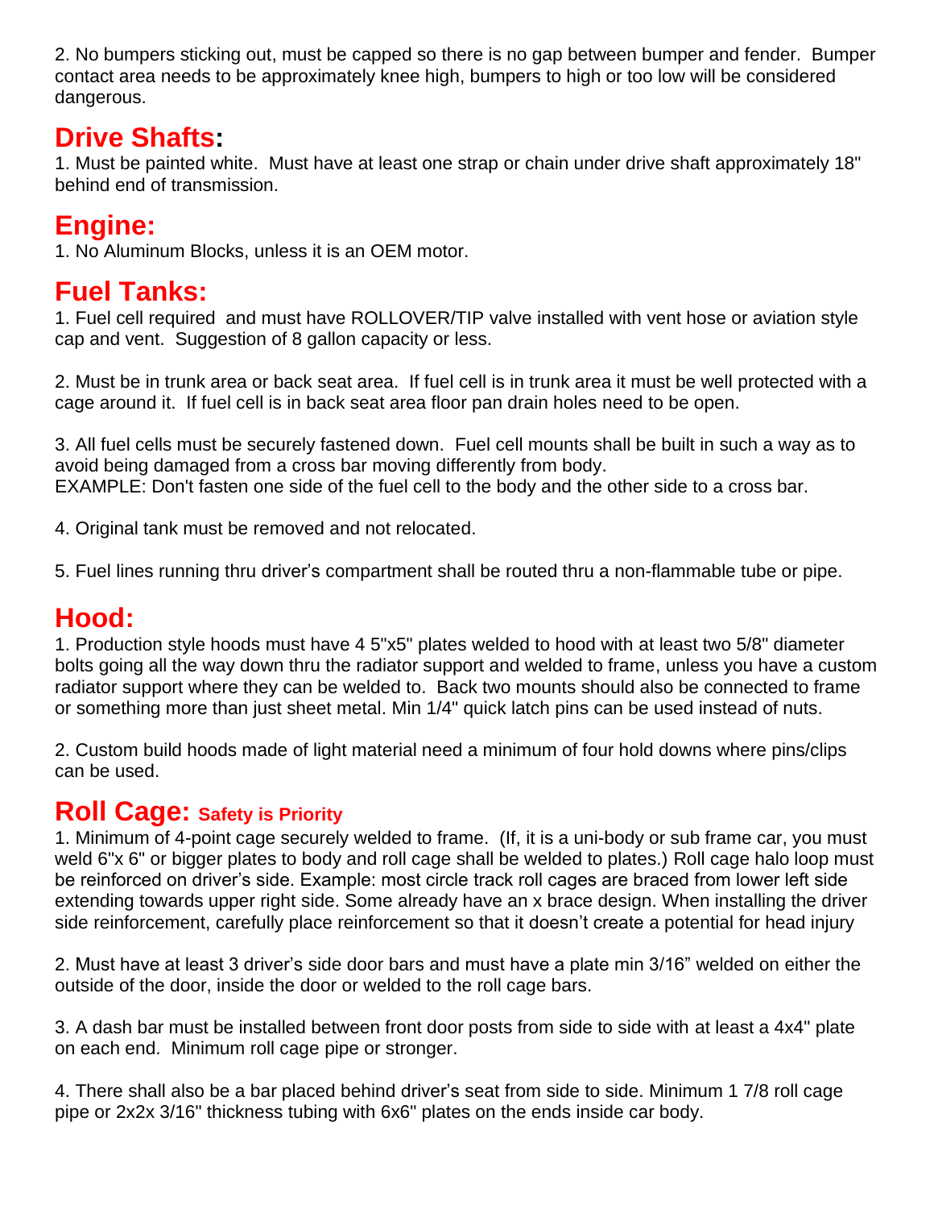2. No bumpers sticking out, must be capped so there is no gap between bumper and fender.  Bumper contact area needs to be approximately knee high, bumpers to high or too low will be considered dangerous.

## Drive Shafts:

1. Must be painted white.  Must have at least one strap or chain under drive shaft approximately 18" behind end of transmission.

## Engine:

1. No Aluminum Blocks, unless it is an OEM motor.

## Fuel Tanks:

1. Fuel cell required  and must have ROLLOVER/TIP valve installed with vent hose or aviation style cap and vent.  Suggestion of 8 gallon capacity or less.

2. Must be in trunk area or back seat area.  If fuel cell is in trunk area it must be well protected with a cage around it.  If fuel cell is in back seat area floor pan drain holes need to be open.

3. All fuel cells must be securely fastened down.  Fuel cell mounts shall be built in such a way as to avoid being damaged from a cross bar moving differently from body.
EXAMPLE: Don't fasten one side of the fuel cell to the body and the other side to a cross bar.

4. Original tank must be removed and not relocated.

5. Fuel lines running thru driver's compartment shall be routed thru a non-flammable tube or pipe.

## Hood:

1. Production style hoods must have 4 5"x5" plates welded to hood with at least two 5/8" diameter bolts going all the way down thru the radiator support and welded to frame, unless you have a custom radiator support where they can be welded to.  Back two mounts should also be connected to frame or something more than just sheet metal. Min 1/4" quick latch pins can be used instead of nuts.

2. Custom build hoods made of light material need a minimum of four hold downs where pins/clips can be used.

## Roll Cage: Safety is Priority

1. Minimum of 4-point cage securely welded to frame.  (If, it is a uni-body or sub frame car, you must weld 6"x 6" or bigger plates to body and roll cage shall be welded to plates.) Roll cage halo loop must be reinforced on driver's side. Example: most circle track roll cages are braced from lower left side extending towards upper right side. Some already have an x brace design. When installing the driver side reinforcement, carefully place reinforcement so that it doesn't create a potential for head injury

2. Must have at least 3 driver's side door bars and must have a plate min 3/16" welded on either the outside of the door, inside the door or welded to the roll cage bars.

3. A dash bar must be installed between front door posts from side to side with at least a 4x4" plate on each end.  Minimum roll cage pipe or stronger.

4. There shall also be a bar placed behind driver's seat from side to side. Minimum 1 7/8 roll cage pipe or 2x2x 3/16" thickness tubing with 6x6" plates on the ends inside car body.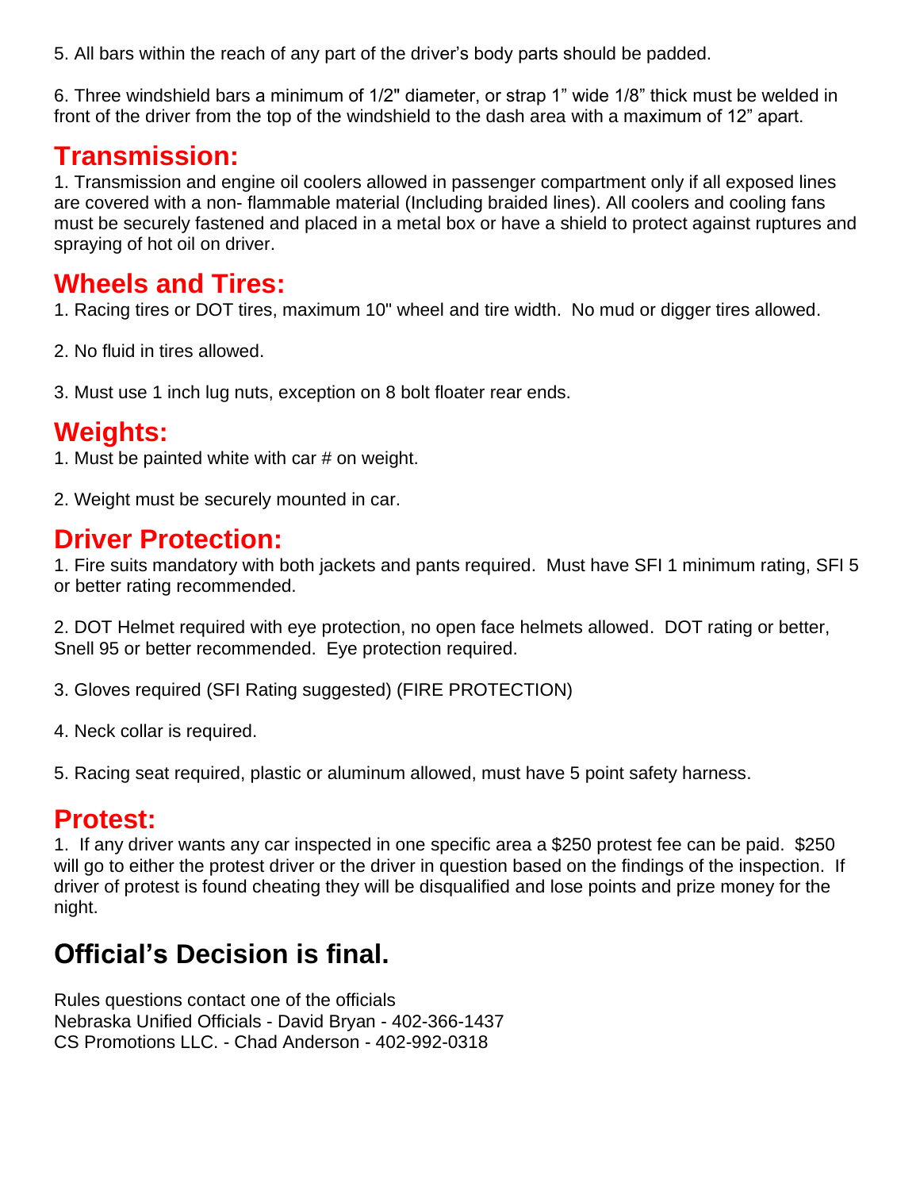5. All bars within the reach of any part of the driver's body parts should be padded.

6. Three windshield bars a minimum of 1/2" diameter, or strap 1" wide 1/8" thick must be welded in front of the driver from the top of the windshield to the dash area with a maximum of 12" apart.

## Transmission:

1. Transmission and engine oil coolers allowed in passenger compartment only if all exposed lines are covered with a non- flammable material (Including braided lines). All coolers and cooling fans must be securely fastened and placed in a metal box or have a shield to protect against ruptures and spraying of hot oil on driver.

## Wheels and Tires:

1. Racing tires or DOT tires, maximum 10" wheel and tire width. No mud or digger tires allowed.

2. No fluid in tires allowed.

3. Must use 1 inch lug nuts, exception on 8 bolt floater rear ends.

## Weights:

1. Must be painted white with car # on weight.

2. Weight must be securely mounted in car.

## Driver Protection:

1. Fire suits mandatory with both jackets and pants required. Must have SFI 1 minimum rating, SFI 5 or better rating recommended.

2. DOT Helmet required with eye protection, no open face helmets allowed. DOT rating or better, Snell 95 or better recommended. Eye protection required.

3. Gloves required (SFI Rating suggested) (FIRE PROTECTION)

4. Neck collar is required.

5. Racing seat required, plastic or aluminum allowed, must have 5 point safety harness.

## Protest:

1. If any driver wants any car inspected in one specific area a $250 protest fee can be paid. $250 will go to either the protest driver or the driver in question based on the findings of the inspection. If driver of protest is found cheating they will be disqualified and lose points and prize money for the night.

## Official's Decision is final.

Rules questions contact one of the officials
Nebraska Unified Officials - David Bryan - 402-366-1437
CS Promotions LLC. - Chad Anderson - 402-992-0318